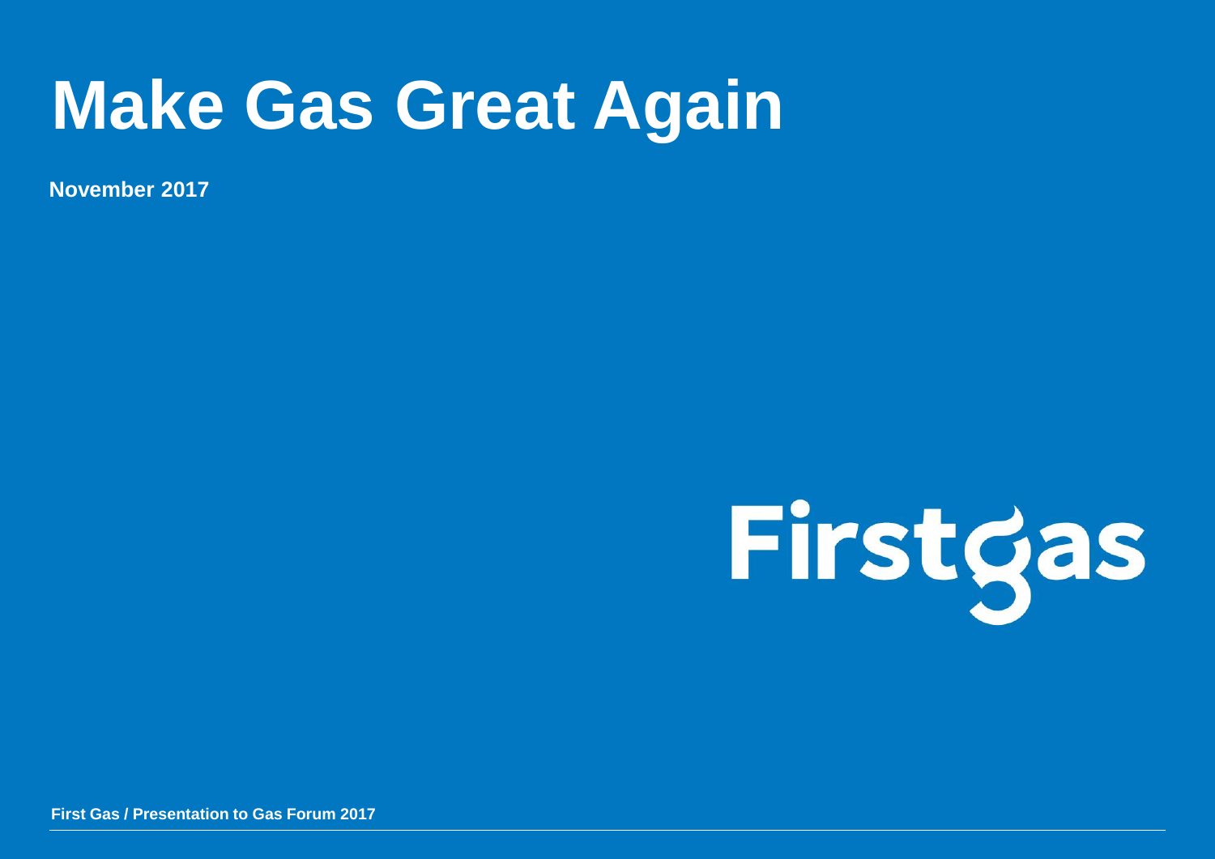# Make Gas Great Again

**November 2017**

Firstgas

**First Gas / Presentation to Gas Forum 2017**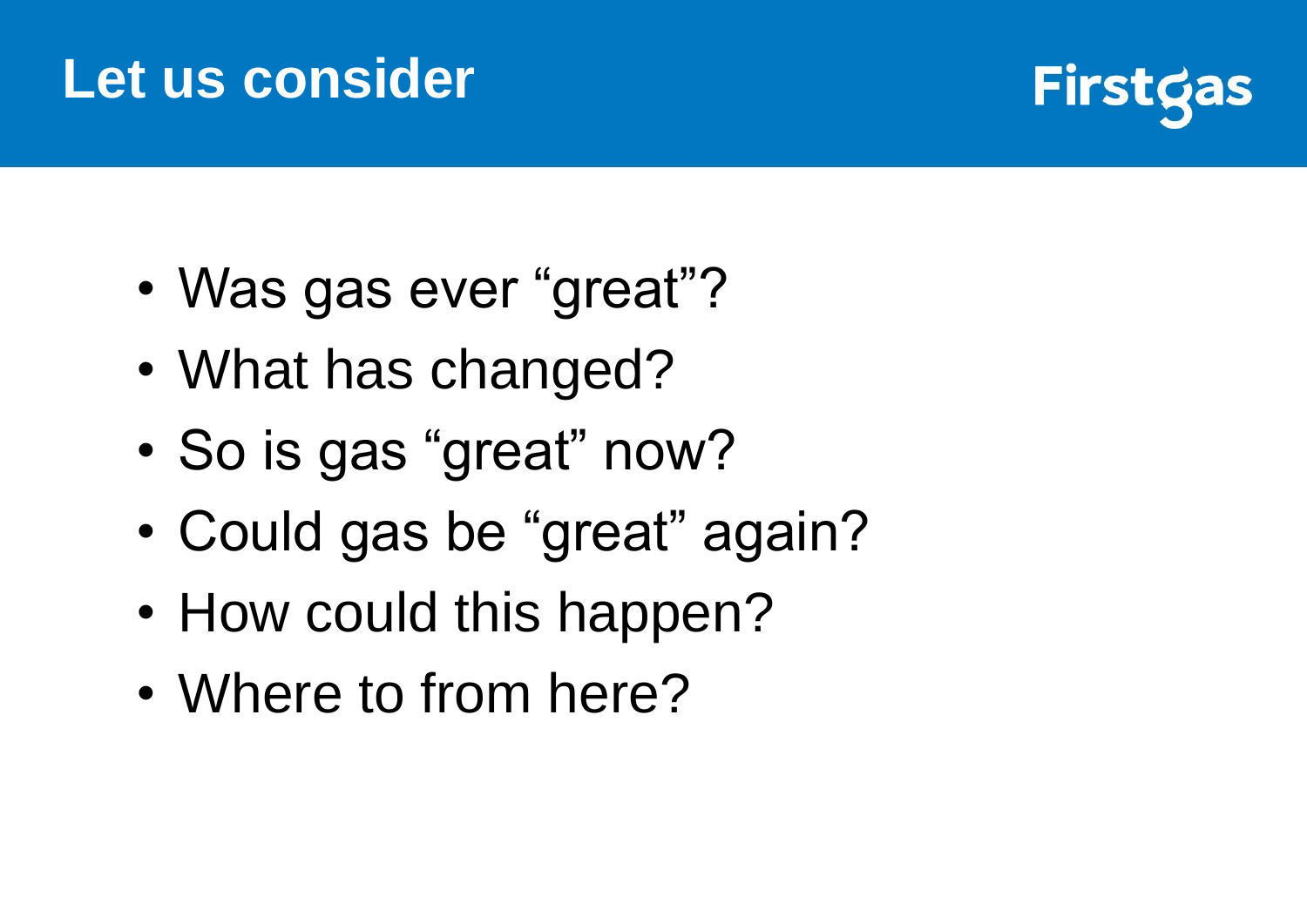# Let us consider

- Was gas ever “great”?
- What has changed?
- So is gas “great” now?
- Could gas be “great” again?
- How could this happen?
- Where to from here?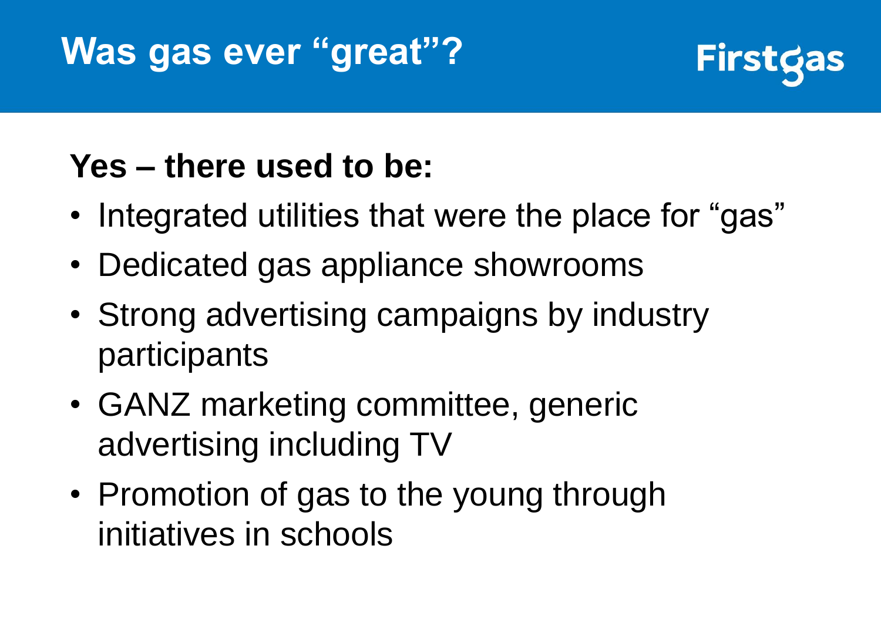# Was gas ever "great"?

**Yes – there used to be:**

- Integrated utilities that were the place for "gas"
- Dedicated gas appliance showrooms
- Strong advertising campaigns by industry participants
- GANZ marketing committee, generic advertising including TV
- Promotion of gas to the young through initiatives in schools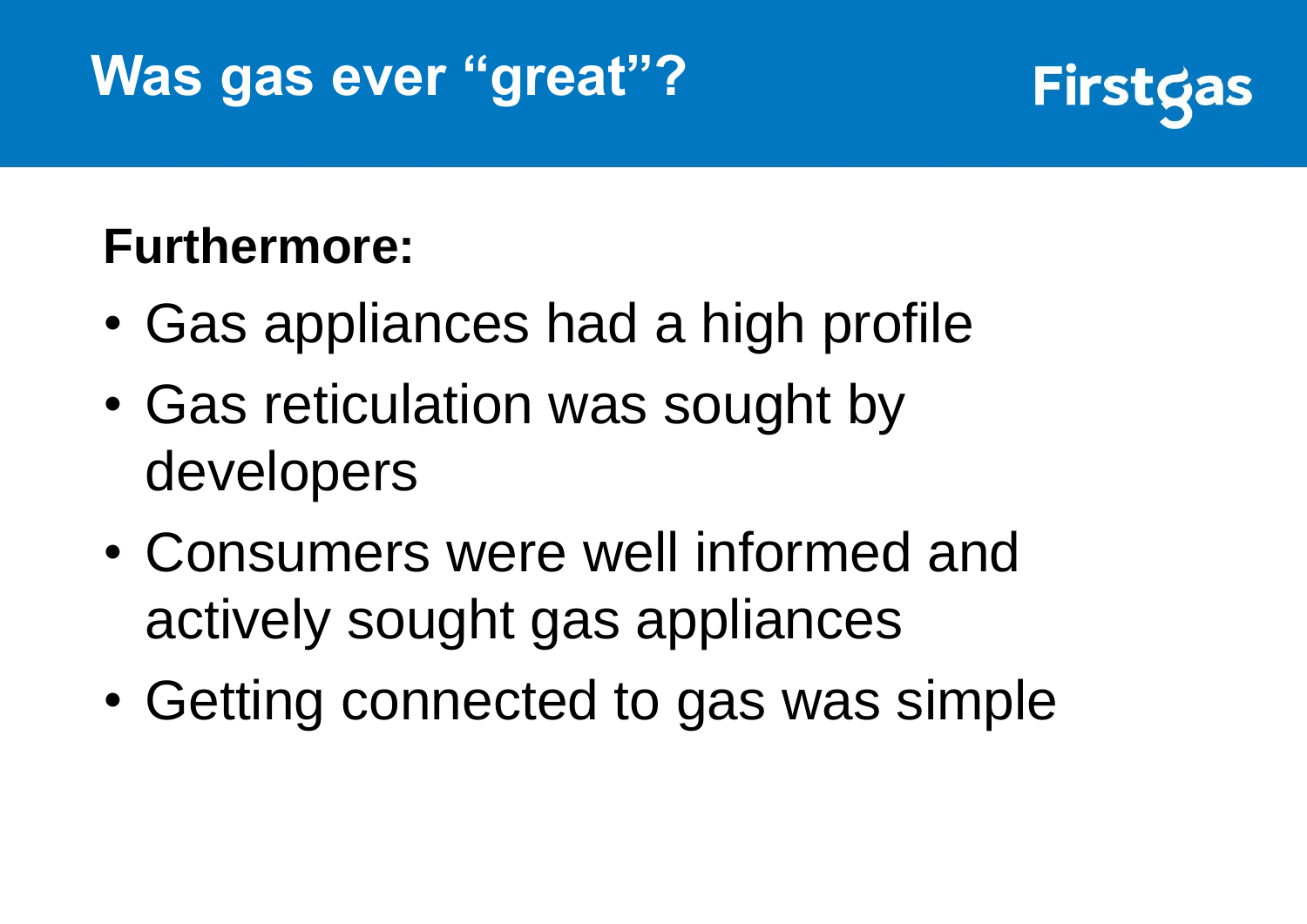# Was gas ever "great"?

Firstgas

**Furthermore:**

- Gas appliances had a high profile
- Gas reticulation was sought by developers
- Consumers were well informed and actively sought gas appliances
- Getting connected to gas was simple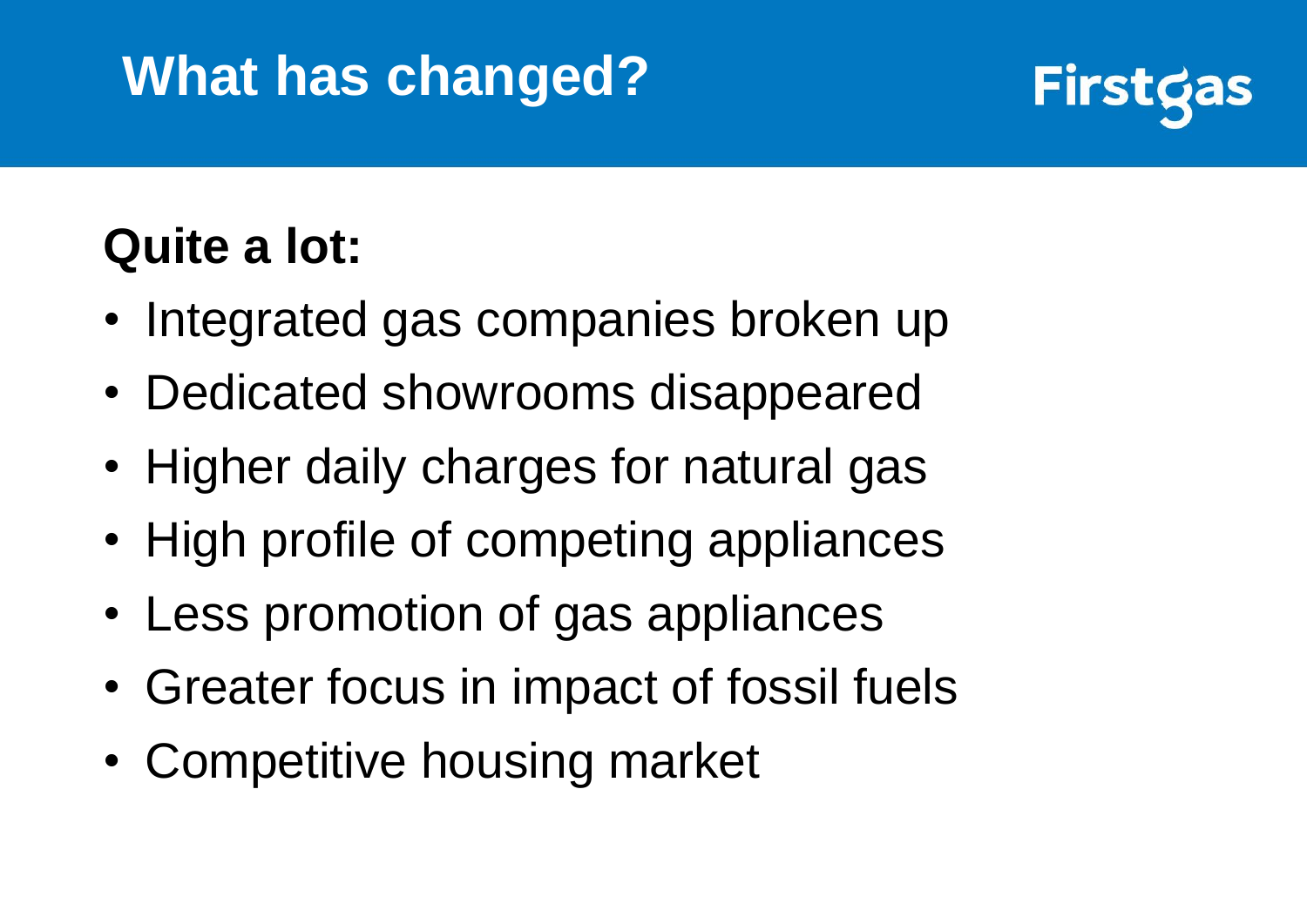# What has changed?

Firstgas

**Quite a lot:**

- Integrated gas companies broken up
- Dedicated showrooms disappeared
- Higher daily charges for natural gas
- High profile of competing appliances
- Less promotion of gas appliances
- Greater focus in impact of fossil fuels
- Competitive housing market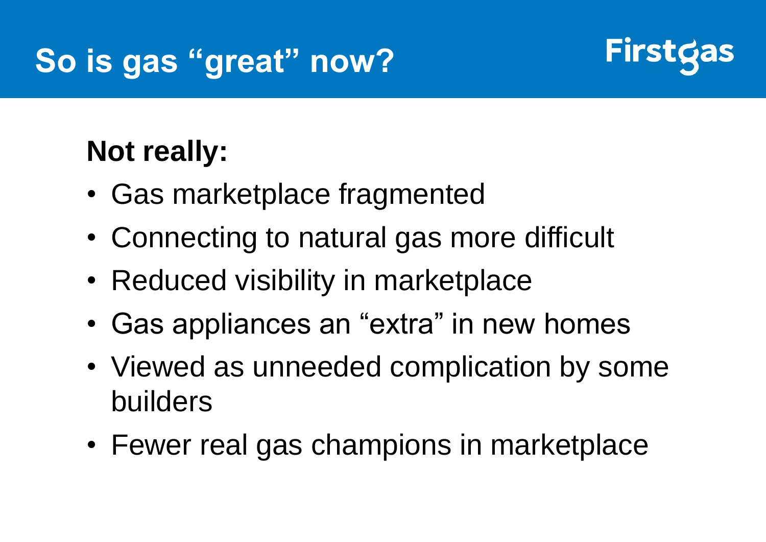# So is gas “great” now?

Firstgas

**Not really:**

- Gas marketplace fragmented
- Connecting to natural gas more difficult
- Reduced visibility in marketplace
- Gas appliances an “extra” in new homes
- Viewed as unneeded complication by some builders
- Fewer real gas champions in marketplace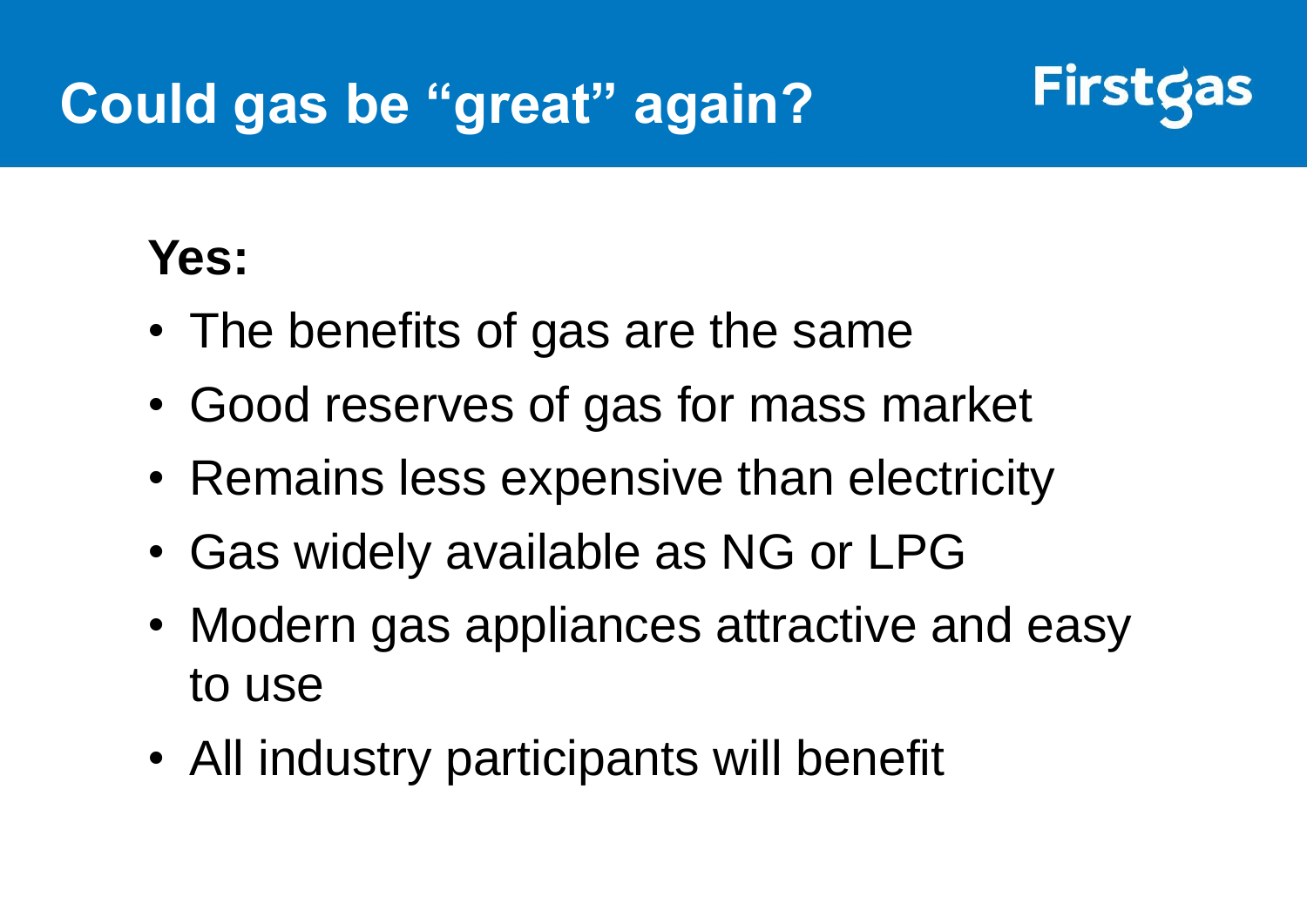# Could gas be "great" again?

**Yes:**

- The benefits of gas are the same
- Good reserves of gas for mass market
- Remains less expensive than electricity
- Gas widely available as NG or LPG
- Modern gas appliances attractive and easy to use
- All industry participants will benefit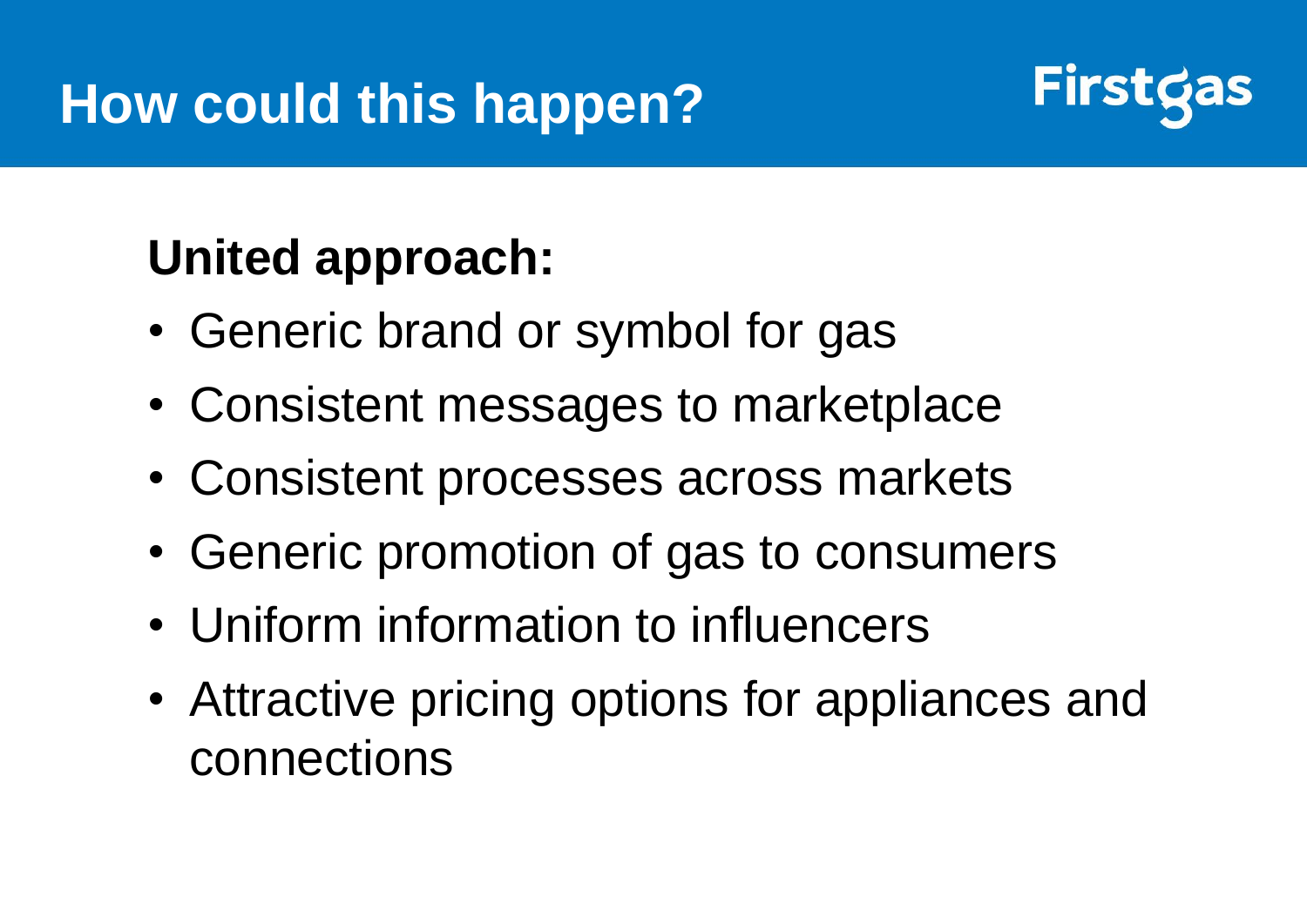# How could this happen?

Firstgas

**United approach:**

- Generic brand or symbol for gas
- Consistent messages to marketplace
- Consistent processes across markets
- Generic promotion of gas to consumers
- Uniform information to influencers
- Attractive pricing options for appliances and connections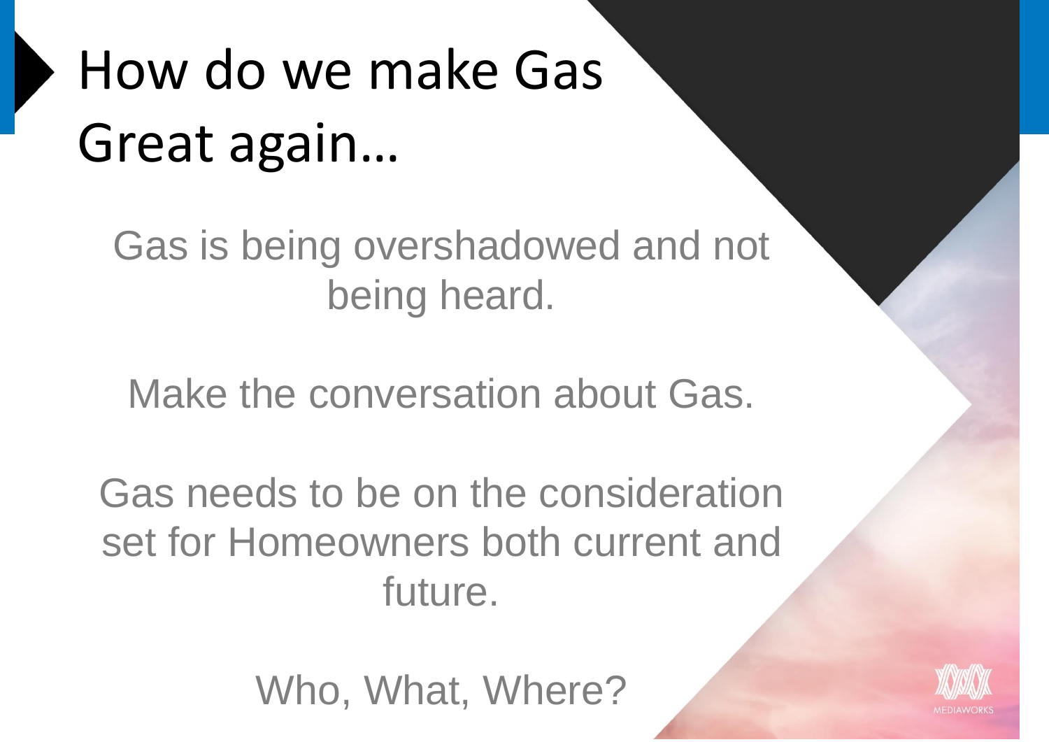# How do we make Gas Great again…

Gas is being overshadowed and not being heard.

Make the conversation about Gas.

Gas needs to be on the consideration set for Homeowners both current and future.

Who, What, Where?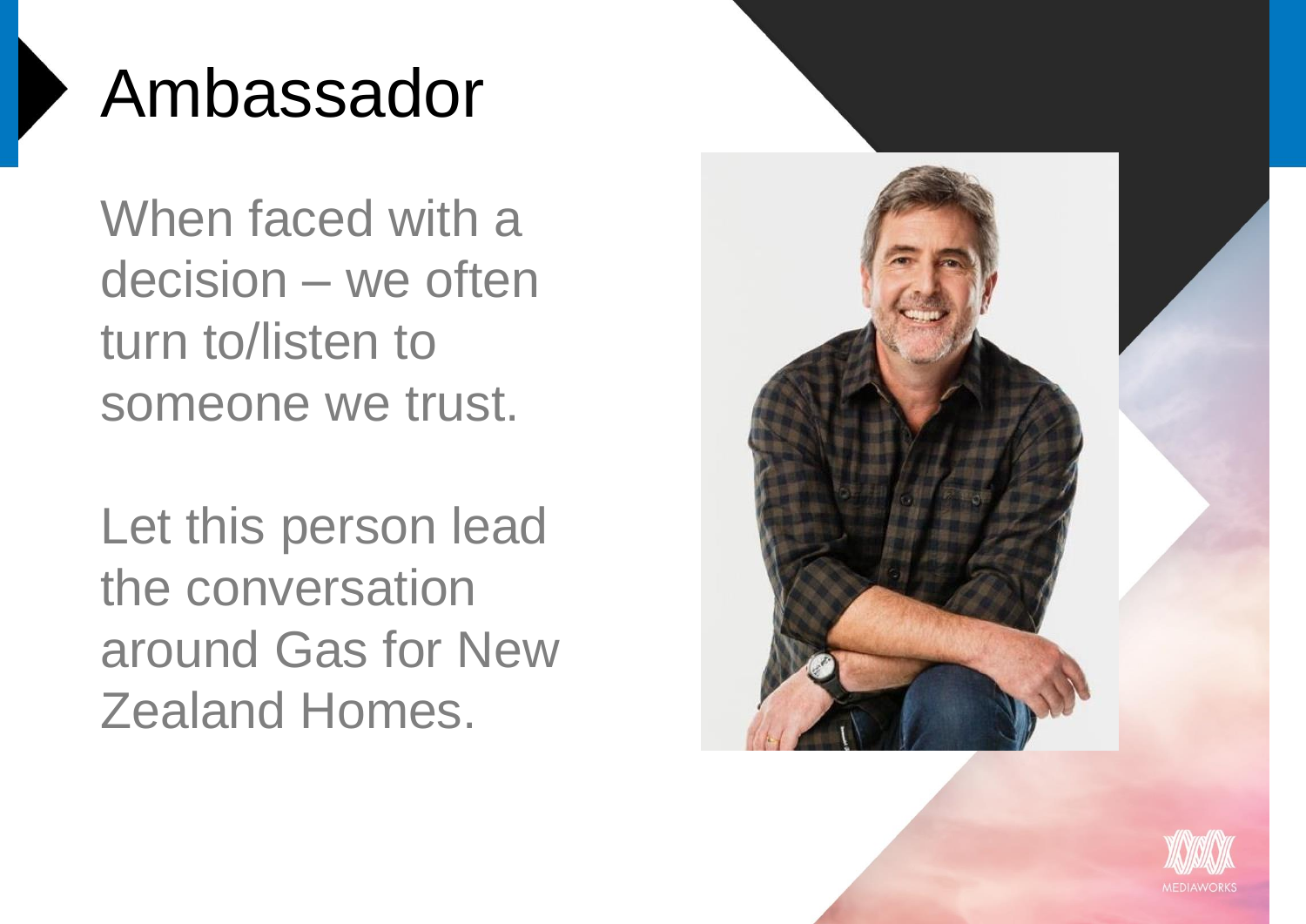# Ambassador

When faced with a decision – we often turn to/listen to someone we trust.

Let this person lead the conversation around Gas for New Zealand Homes.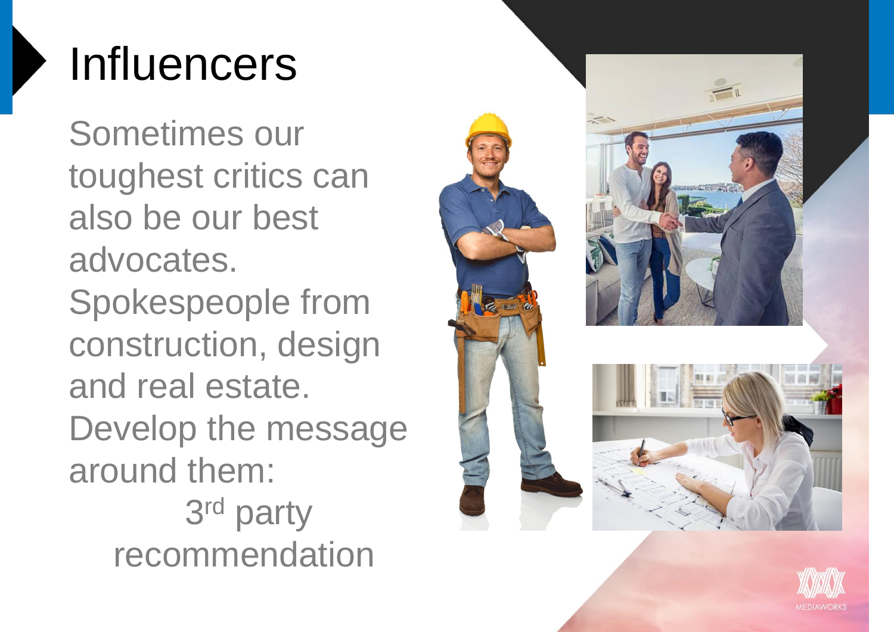# Influencers

Sometimes our toughest critics can also be our best advocates. Spokespeople from construction, design and real estate. Develop the message around them:

3rd party recommendation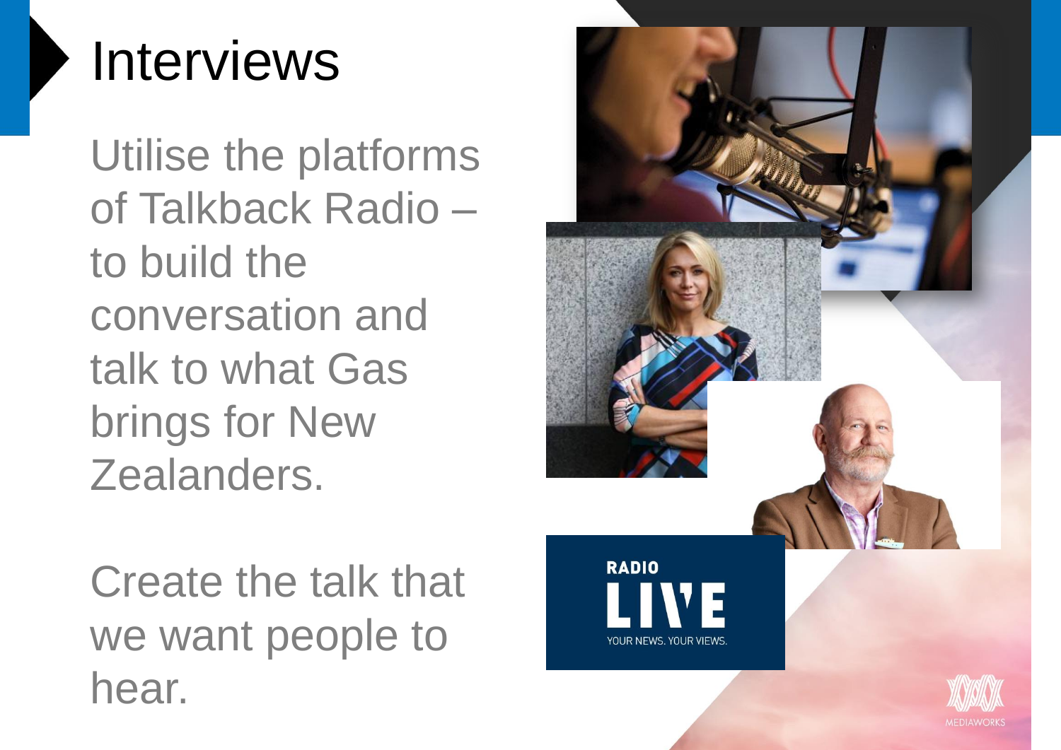# Interviews

Utilise the platforms of Talkback Radio – to build the conversation and talk to what Gas brings for New Zealanders.

Create the talk that we want people to hear.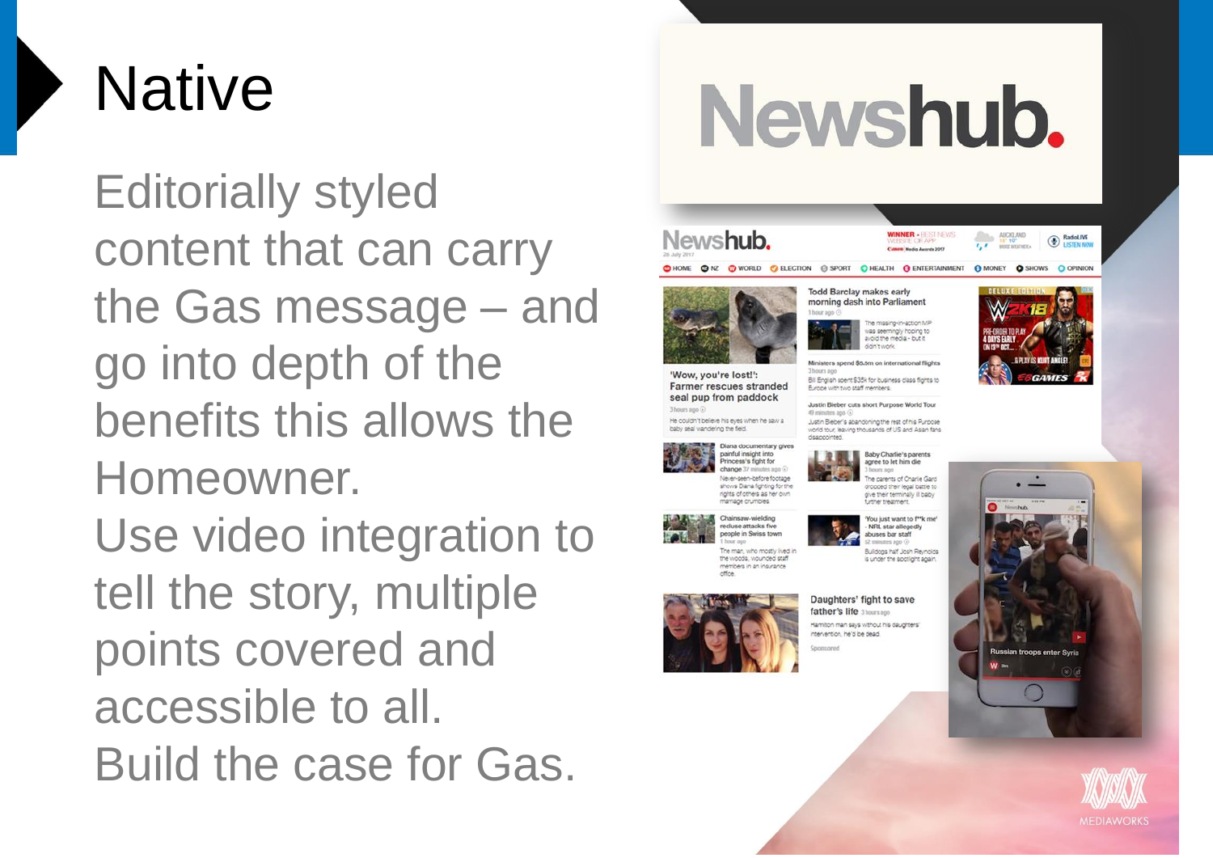# Native

Editorially styled content that can carry the Gas message – and go into depth of the benefits this allows the Homeowner.

Use video integration to tell the story, multiple points covered and accessible to all.

Build the case for Gas.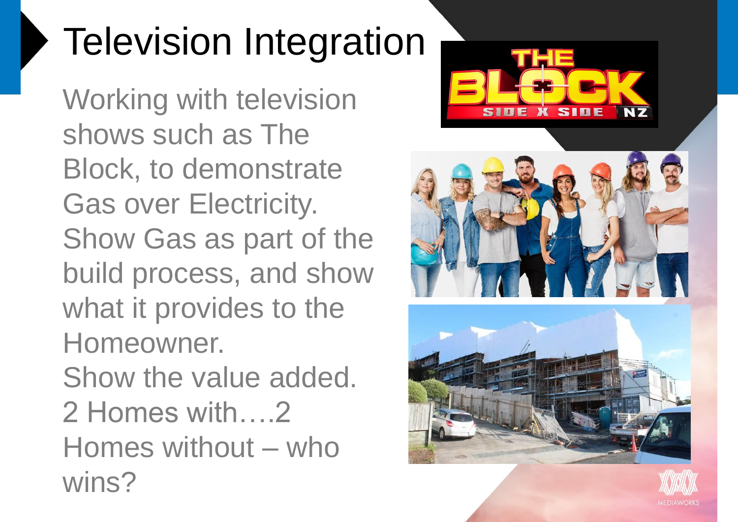# Television Integration

Working with television shows such as The Block, to demonstrate Gas over Electricity. Show Gas as part of the build process, and show what it provides to the Homeowner.

Show the value added.

2 Homes with….2 Homes without – who wins?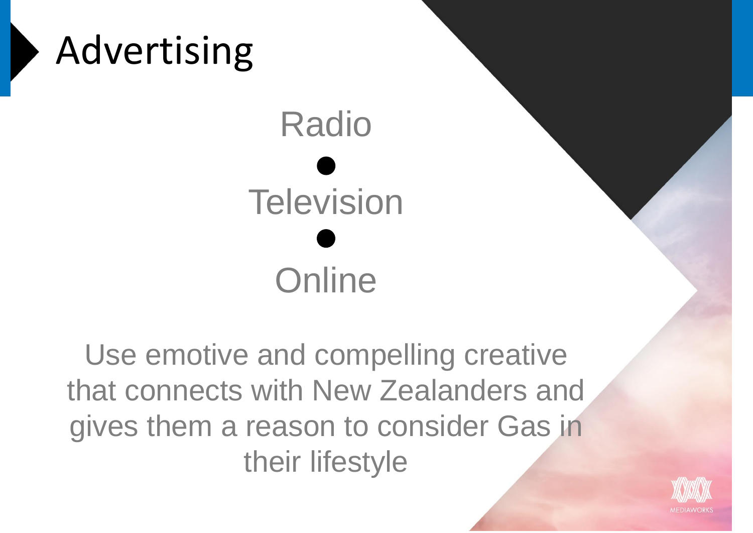# Advertising

Radio

●

Television

●

Online

Use emotive and compelling creative that connects with New Zealanders and gives them a reason to consider Gas in their lifestyle

MEDIAWORKS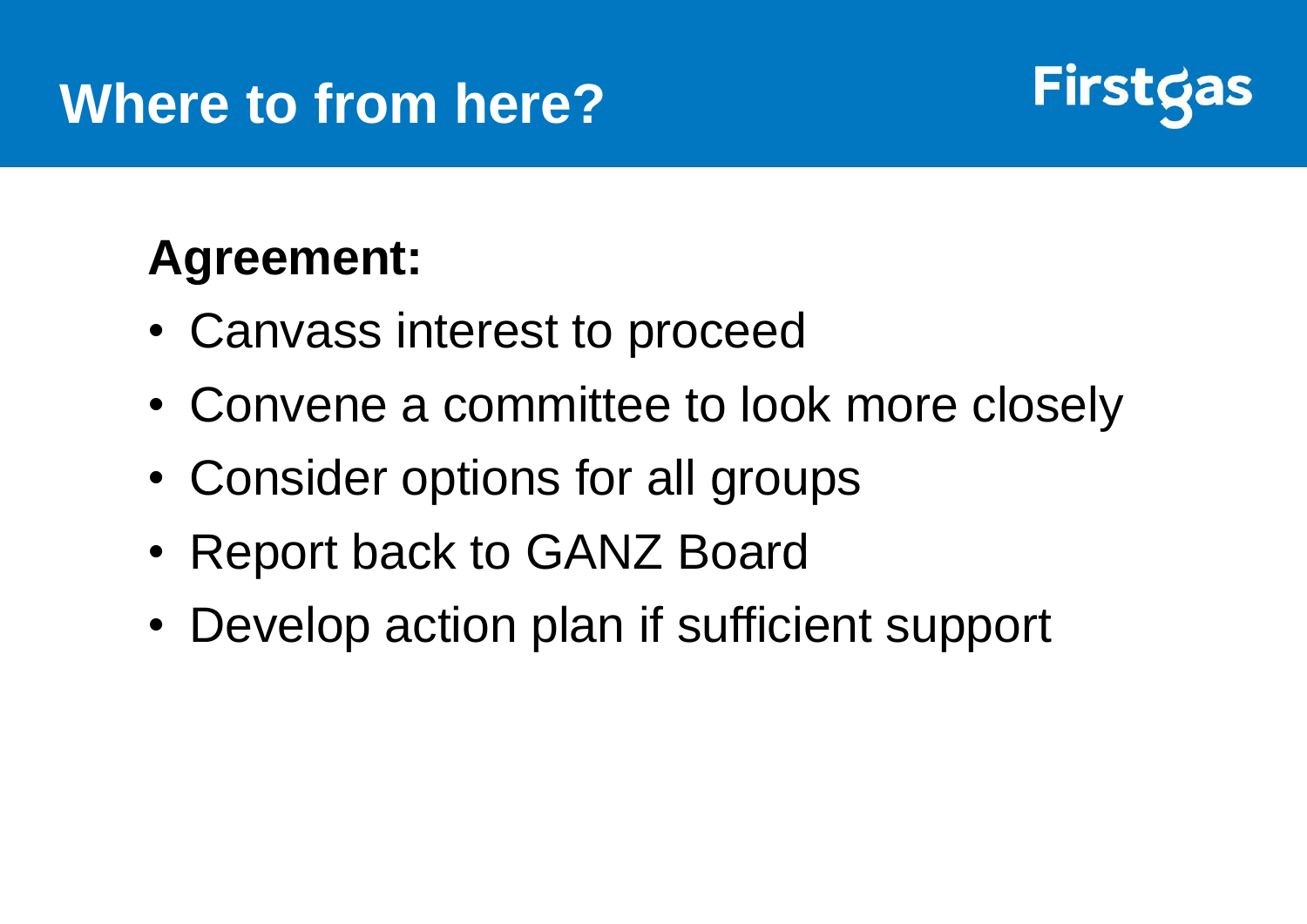# Where to from here?

Firstgas

**Agreement:**

- Canvass interest to proceed
- Convene a committee to look more closely
- Consider options for all groups
- Report back to GANZ Board
- Develop action plan if sufficient support